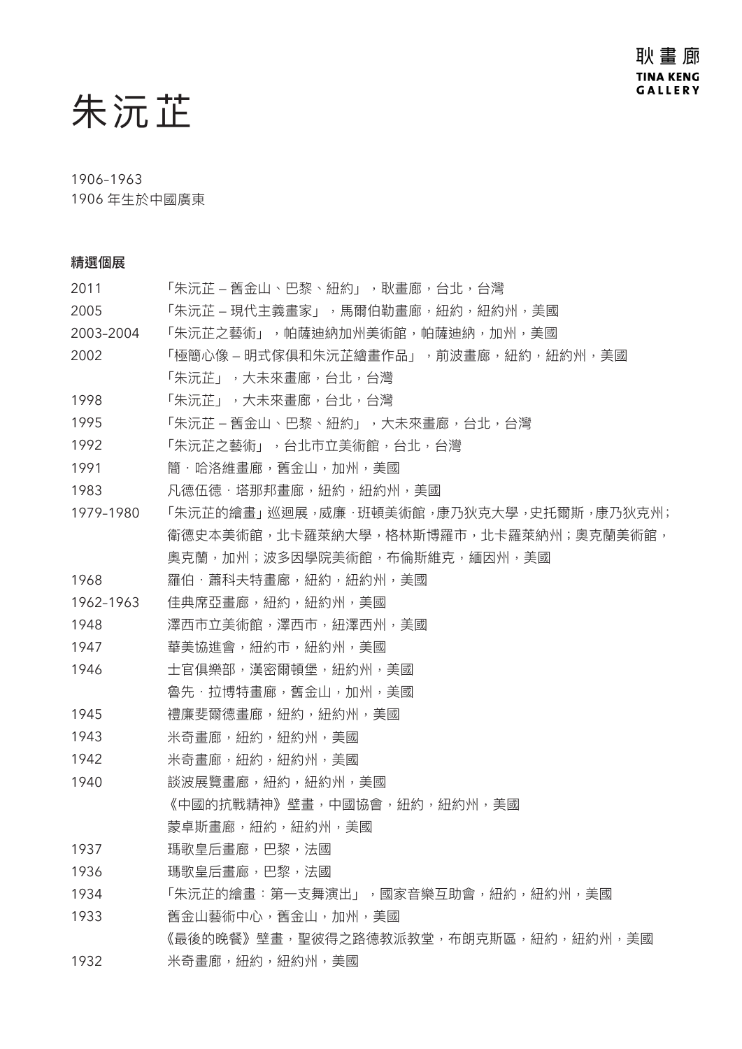耿畫廊
TINA KENG GALLERY

# 朱沅芷

1906–1963
1906 年生於中國廣東

### 精選個展

| | |
|---|---|
| 2011 | 「朱沅芷 – 舊金山、巴黎、紐約」，耿畫廊，台北，台灣 |
| 2005 | 「朱沅芷 – 現代主義畫家」，馬爾伯勒畫廊，紐約，紐約州，美國 |
| 2003–2004 | 「朱沅芷之藝術」，帕薩迪納加州美術館，帕薩迪納，加州，美國 |
| 2002 | 「極簡心像 – 明式傢俱和朱沅芷繪畫作品」，前波畫廊，紐約，紐約州，美國 |
| | 「朱沅芷」，大未來畫廊，台北，台灣 |
| 1998 | 「朱沅芷」，大未來畫廊，台北，台灣 |
| 1995 | 「朱沅芷 – 舊金山、巴黎、紐約」，大未來畫廊，台北，台灣 |
| 1992 | 「朱沅芷之藝術」，台北市立美術館，台北，台灣 |
| 1991 | 簡．哈洛維畫廊，舊金山，加州，美國 |
| 1983 | 凡德伍德．塔那邦畫廊，紐約，紐約州，美國 |
| 1979–1980 | 「朱沅芷的繪畫」巡迴展，威廉．班頓美術館，康乃狄克大學，史托爾斯，康乃狄克州；衛德史本美術館，北卡羅萊納大學，格林斯博羅市，北卡羅萊納州；奧克蘭美術館，奧克蘭，加州；波多因學院美術館，布倫斯維克，緬因州，美國 |
| 1968 | 羅伯．蕭科夫特畫廊，紐約，紐約州，美國 |
| 1962–1963 | 佳典席亞畫廊，紐約，紐約州，美國 |
| 1948 | 澤西市立美術館，澤西市，紐澤西州，美國 |
| 1947 | 華美協進會，紐約市，紐約州，美國 |
| 1946 | 士官俱樂部，漢密爾頓堡，紐約州，美國 |
| | 魯先．拉博特畫廊，舊金山，加州，美國 |
| 1945 | 禮廉斐爾德畫廊，紐約，紐約州，美國 |
| 1943 | 米奇畫廊，紐約，紐約州，美國 |
| 1942 | 米奇畫廊，紐約，紐約州，美國 |
| 1940 | 談波展覽畫廊，紐約，紐約州，美國 |
| | 《中國的抗戰精神》壁畫，中國協會，紐約，紐約州，美國 |
| | 蒙卓斯畫廊，紐約，紐約州，美國 |
| 1937 | 瑪歌皇后畫廊，巴黎，法國 |
| 1936 | 瑪歌皇后畫廊，巴黎，法國 |
| 1934 | 「朱沅芷的繪畫：第一支舞演出」，國家音樂互助會，紐約，紐約州，美國 |
| 1933 | 舊金山藝術中心，舊金山，加州，美國 |
| | 《最後的晚餐》壁畫，聖彼得之路德教派教堂，布朗克斯區，紐約，紐約州，美國 |
| 1932 | 米奇畫廊，紐約，紐約州，美國 |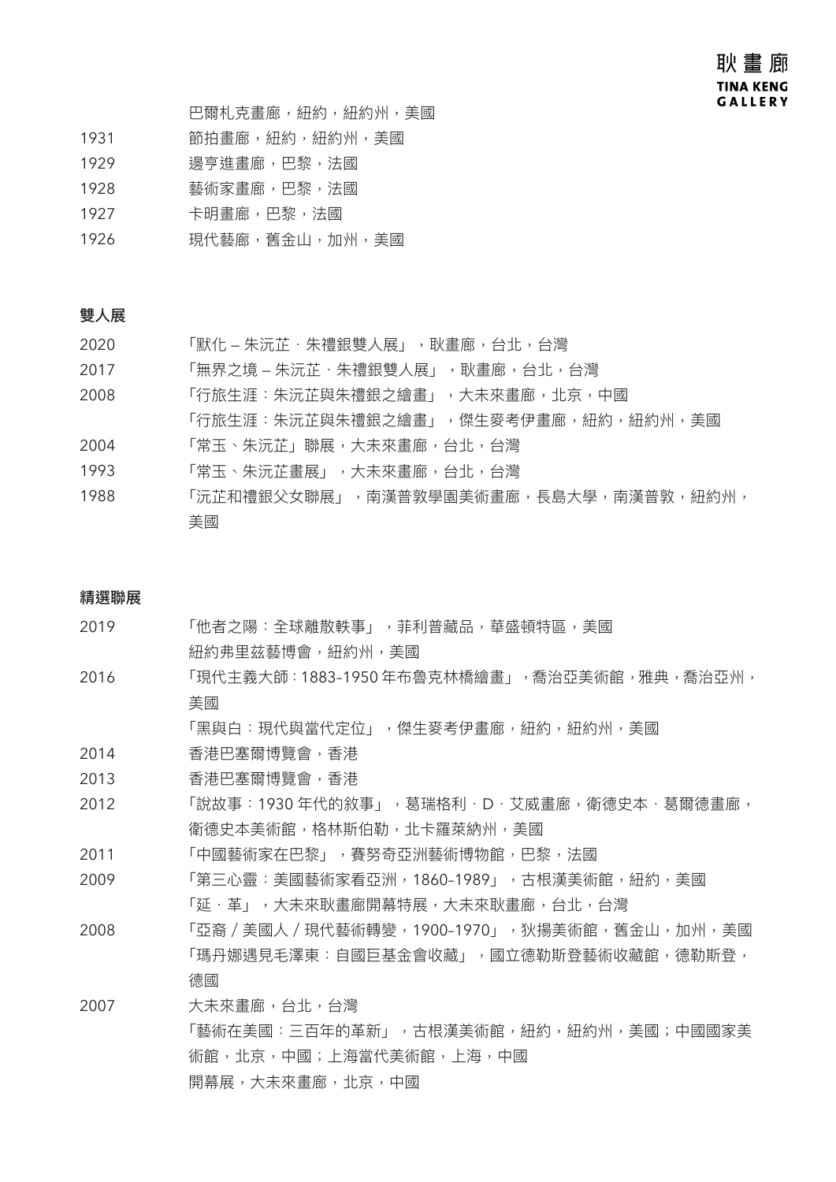| | |
|---|---|
| | 巴爾札克畫廊，紐約，紐約州，美國 |
| 1931 | 節拍畫廊，紐約，紐約州，美國 |
| 1929 | 邊亨進畫廊，巴黎，法國 |
| 1928 | 藝術家畫廊，巴黎，法國 |
| 1927 | 卡明畫廊，巴黎，法國 |
| 1926 | 現代藝廊，舊金山，加州，美國 |

**雙人展**

| | |
|---|---|
| 2020 | 「默化 – 朱沅芷．朱禮銀雙人展」，耿畫廊，台北，台灣 |
| 2017 | 「無界之境 – 朱沅芷．朱禮銀雙人展」，耿畫廊，台北，台灣 |
| 2008 | 「行旅生涯：朱沅芷與朱禮銀之繪畫」，大未來畫廊，北京，中國 |
| | 「行旅生涯：朱沅芷與朱禮銀之繪畫」，傑生麥考伊畫廊，紐約，紐約州，美國 |
| 2004 | 「常玉、朱沅芷」聯展，大未來畫廊，台北，台灣 |
| 1993 | 「常玉、朱沅芷畫展」，大未來畫廊，台北，台灣 |
| 1988 | 「沅芷和禮銀父女聯展」，南漢普敦學園美術畫廊，長島大學，南漢普敦，紐約州，美國 |

**精選聯展**

| | |
|---|---|
| 2019 | 「他者之陽：全球離散軼事」，菲利普藏品，華盛頓特區，美國 |
| | 紐約弗里茲藝博會，紐約州，美國 |
| 2016 | 「現代主義大師：1883–1950 年布魯克林橋繪畫」，喬治亞美術館，雅典，喬治亞州，美國 |
| | 「黑與白：現代與當代定位」，傑生麥考伊畫廊，紐約，紐約州，美國 |
| 2014 | 香港巴塞爾博覽會，香港 |
| 2013 | 香港巴塞爾博覽會，香港 |
| 2012 | 「說故事：1930 年代的敘事」，葛瑞格利．D．艾威畫廊，衛德史本．葛爾德畫廊，衛德史本美術館，格林斯伯勒，北卡羅萊納州，美國 |
| 2011 | 「中國藝術家在巴黎」，賽努奇亞洲藝術博物館，巴黎，法國 |
| 2009 | 「第三心靈：美國藝術家看亞洲，1860–1989」，古根漢美術館，紐約，美國 |
| | 「延．革」，大未來耿畫廊開幕特展，大未來耿畫廊，台北，台灣 |
| 2008 | 「亞裔／美國人／現代藝術轉變，1900–1970」，狄揚美術館，舊金山，加州，美國 |
| | 「瑪丹娜遇見毛澤東：自國巨基金會收藏」，國立德勒斯登藝術收藏館，德勒斯登，德國 |
| 2007 | 大未來畫廊，台北，台灣 |
| | 「藝術在美國：三百年的革新」，古根漢美術館，紐約，紐約州，美國；中國國家美術館，北京，中國；上海當代美術館，上海，中國 |
| | 開幕展，大未來畫廊，北京，中國 |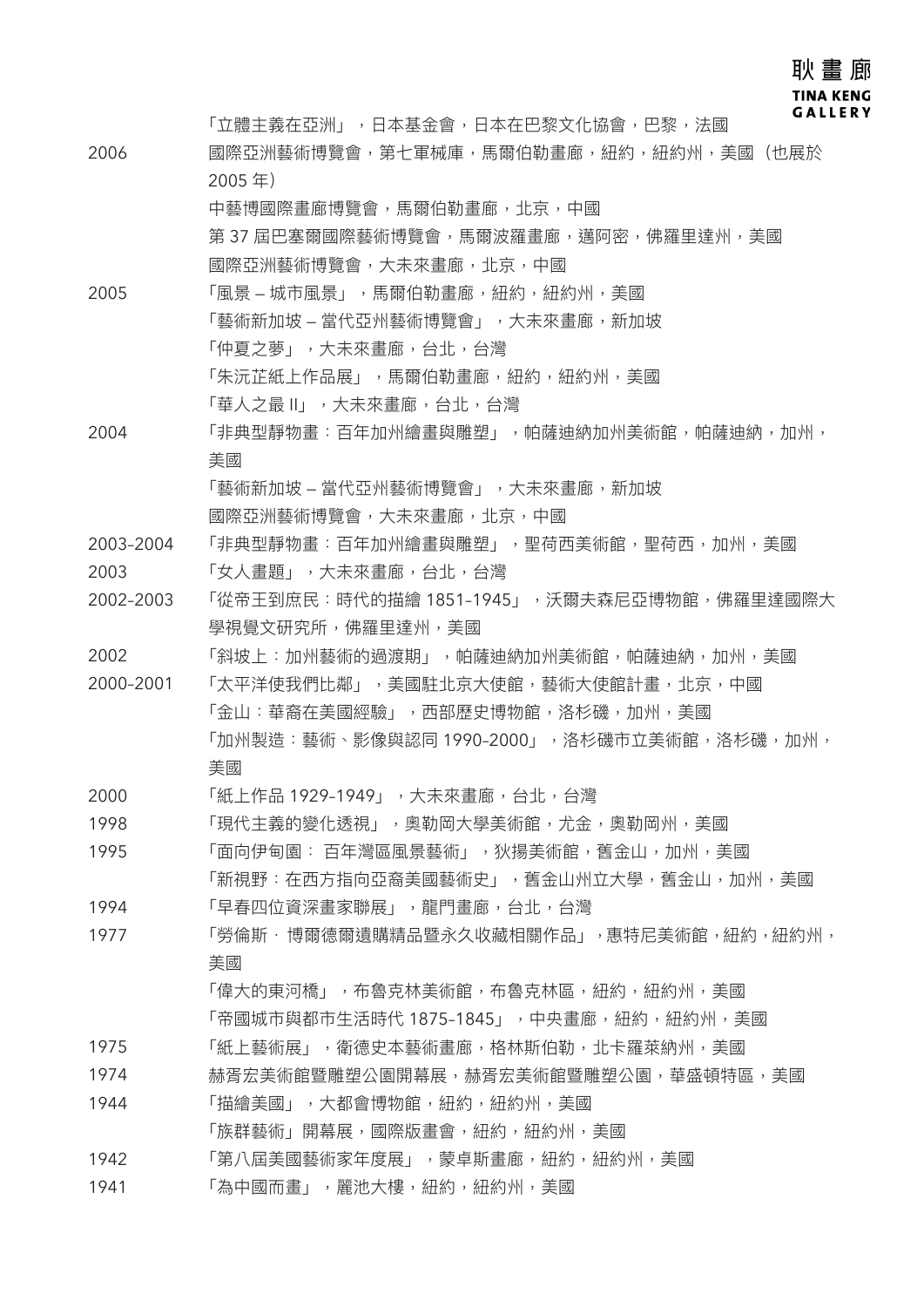| | |
|---|---|
| | 「立體主義在亞洲」，日本基金會，日本在巴黎文化協會，巴黎，法國 |
| 2006 | 國際亞洲藝術博覽會，第七軍械庫，馬爾伯勒畫廊，紐約，紐約州，美國（也展於 2005 年） |
| | 中藝博國際畫廊博覽會，馬爾伯勒畫廊，北京，中國 |
| | 第 37 屆巴塞爾國際藝術博覽會，馬爾波羅畫廊，邁阿密，佛羅里達州，美國 |
| | 國際亞洲藝術博覽會，大未來畫廊，北京，中國 |
| 2005 | 「風景 – 城市風景」，馬爾伯勒畫廊，紐約，紐約州，美國 |
| | 「藝術新加坡 – 當代亞州藝術博覽會」，大未來畫廊，新加坡 |
| | 「仲夏之夢」，大未來畫廊，台北，台灣 |
| | 「朱沅芷紙上作品展」，馬爾伯勒畫廊，紐約，紐約州，美國 |
| | 「華人之最 II」，大未來畫廊，台北，台灣 |
| 2004 | 「非典型靜物畫：百年加州繪畫與雕塑」，帕薩迪納加州美術館，帕薩迪納，加州，美國 |
| | 「藝術新加坡 – 當代亞州藝術博覽會」，大未來畫廊，新加坡 |
| | 國際亞洲藝術博覽會，大未來畫廊，北京，中國 |
| 2003-2004 | 「非典型靜物畫：百年加州繪畫與雕塑」，聖荷西美術館，聖荷西，加州，美國 |
| 2003 | 「女人畫題」，大未來畫廊，台北，台灣 |
| 2002-2003 | 「從帝王到庶民：時代的描繪 1851-1945」，沃爾夫森尼亞博物館，佛羅里達國際大學視覺文研究所，佛羅里達州，美國 |
| 2002 | 「斜坡上：加州藝術的過渡期」，帕薩迪納加州美術館，帕薩迪納，加州，美國 |
| 2000-2001 | 「太平洋使我們比鄰」，美國駐北京大使館，藝術大使館計畫，北京，中國 |
| | 「金山：華裔在美國經驗」，西部歷史博物館，洛杉磯，加州，美國 |
| | 「加州製造：藝術、影像與認同 1990-2000」，洛杉磯市立美術館，洛杉磯，加州，美國 |
| 2000 | 「紙上作品 1929-1949」，大未來畫廊，台北，台灣 |
| 1998 | 「現代主義的變化透視」，奧勒岡大學美術館，尤金，奧勒岡州，美國 |
| 1995 | 「面向伊甸園： 百年灣區風景藝術」，狄揚美術館，舊金山，加州，美國 |
| | 「新視野：在西方指向亞裔美國藝術史」，舊金山州立大學，舊金山，加州，美國 |
| 1994 | 「早春四位資深畫家聯展」，龍門畫廊，台北，台灣 |
| 1977 | 「勞倫斯．博爾德爾遺購精品暨永久收藏相關作品」，惠特尼美術館，紐約，紐約州，美國 |
| | 「偉大的東河橋」，布魯克林美術館，布魯克林區，紐約，紐約州，美國 |
| | 「帝國城市與都市生活時代 1875-1845」，中央畫廊，紐約，紐約州，美國 |
| 1975 | 「紙上藝術展」，衛德史本藝術畫廊，格林斯伯勒，北卡羅萊納州，美國 |
| 1974 | 赫胥宏美術館暨雕塑公園開幕展，赫胥宏美術館暨雕塑公園，華盛頓特區，美國 |
| 1944 | 「描繪美國」，大都會博物館，紐約，紐約州，美國 |
| | 「族群藝術」開幕展，國際版畫會，紐約，紐約州，美國 |
| 1942 | 「第八屆美國藝術家年度展」，蒙卓斯畫廊，紐約，紐約州，美國 |
| 1941 | 「為中國而畫」，麗池大樓，紐約，紐約州，美國 |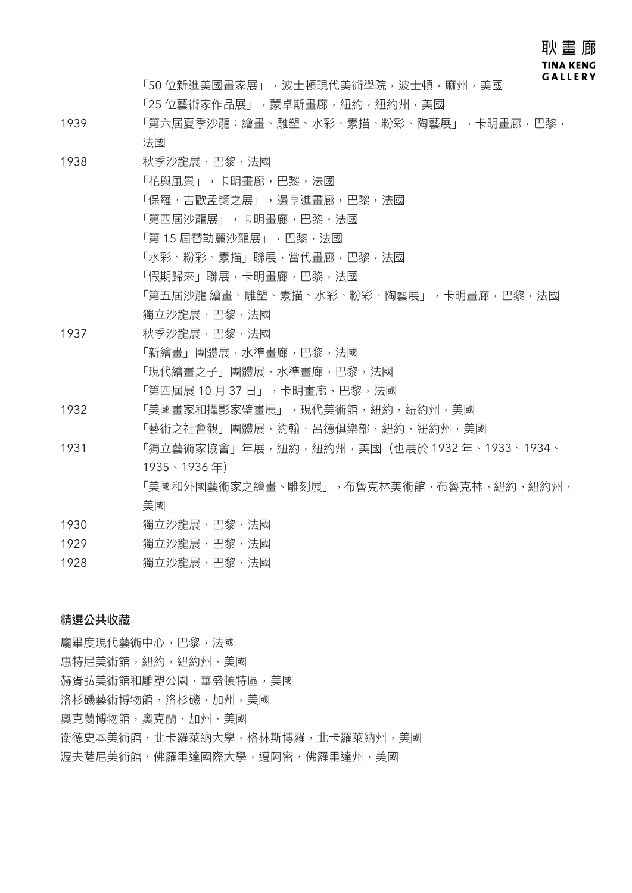「50 位新進美國畫家展」，波士頓現代美術學院，波士頓，麻州，美國

「25 位藝術家作品展」，蒙卓斯畫廊，紐約，紐約州，美國

1939　「第六屆夏季沙龍：繪畫、雕塑、水彩、素描、粉彩、陶藝展」，卡明畫廊，巴黎，法國

1938　秋季沙龍展，巴黎，法國

「花與風景」，卡明畫廊，巴黎，法國

「保羅．吉歐孟獎之展」，邊亨進畫廊，巴黎，法國

「第四屆沙龍展」，卡明畫廊，巴黎，法國

「第 15 屆替勒麗沙龍展」，巴黎，法國

「水彩、粉彩、素描」聯展，當代畫廊，巴黎，法國

「假期歸來」聯展，卡明畫廊，巴黎，法國

「第五屆沙龍 繪畫、雕塑、素描、水彩、粉彩、陶藝展」，卡明畫廊，巴黎，法國

獨立沙龍展，巴黎，法國

1937　秋季沙龍展，巴黎，法國

「新繪畫」團體展，水準畫廊，巴黎，法國

「現代繪畫之子」團體展，水準畫廊，巴黎，法國

「第四屆展 10 月 37 日」，卡明畫廊，巴黎，法國

1932　「美國畫家和攝影家壁畫展」，現代美術館，紐約，紐約州，美國

「藝術之社會觀」團體展，約翰．呂德俱樂部，紐約，紐約州，美國

1931　「獨立藝術家協會」年展，紐約，紐約州，美國（也展於 1932 年、1933、1934、1935、1936 年）

「美國和外國藝術家之繪畫、雕刻展」，布魯克林美術館，布魯克林，紐約，紐約州，美國

1930　獨立沙龍展，巴黎，法國

1929　獨立沙龍展，巴黎，法國

1928　獨立沙龍展，巴黎，法國

**精選公共收藏**

龐畢度現代藝術中心，巴黎，法國

惠特尼美術館，紐約，紐約州，美國

赫胥弘美術館和雕塑公園，華盛頓特區，美國

洛杉磯藝術博物館，洛杉磯，加州，美國

奧克蘭博物館，奧克蘭，加州，美國

衛德史本美術館，北卡羅萊納大學，格林斯博羅，北卡羅萊納州，美國

渥夫薩尼美術館，佛羅里達國際大學，邁阿密，佛羅里達州，美國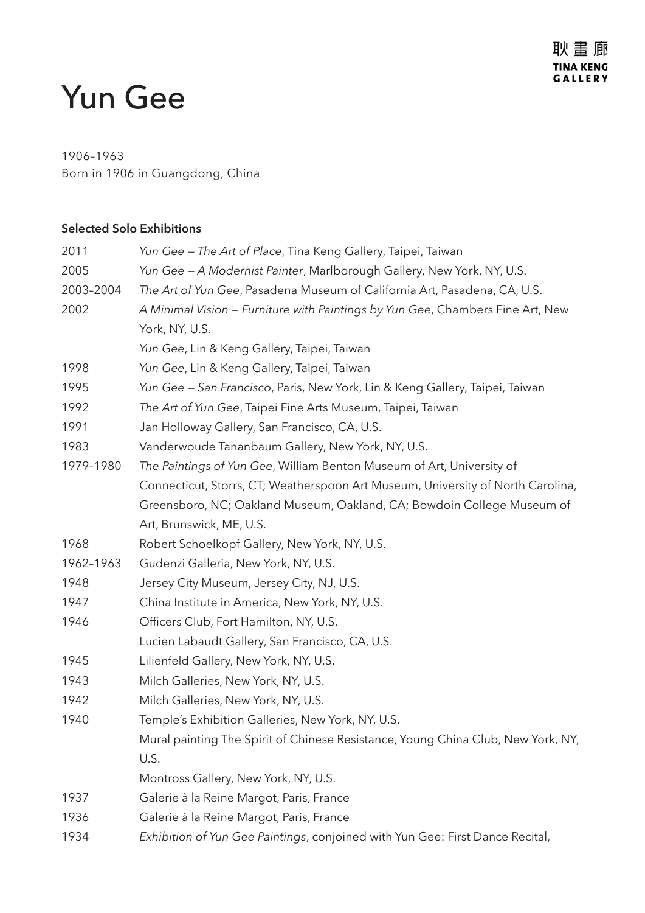# Yun Gee

1906–1963
Born in 1906 in Guangdong, China

**Selected Solo Exhibitions**

| | |
|---|---|
| 2011 | *Yun Gee — The Art of Place*, Tina Keng Gallery, Taipei, Taiwan |
| 2005 | *Yun Gee — A Modernist Painter*, Marlborough Gallery, New York, NY, U.S. |
| 2003–2004 | *The Art of Yun Gee*, Pasadena Museum of California Art, Pasadena, CA, U.S. |
| 2002 | *A Minimal Vision — Furniture with Paintings by Yun Gee*, Chambers Fine Art, New York, NY, U.S. |
| | *Yun Gee*, Lin & Keng Gallery, Taipei, Taiwan |
| 1998 | *Yun Gee*, Lin & Keng Gallery, Taipei, Taiwan |
| 1995 | *Yun Gee — San Francisco*, Paris, New York, Lin & Keng Gallery, Taipei, Taiwan |
| 1992 | *The Art of Yun Gee*, Taipei Fine Arts Museum, Taipei, Taiwan |
| 1991 | Jan Holloway Gallery, San Francisco, CA, U.S. |
| 1983 | Vanderwoude Tananbaum Gallery, New York, NY, U.S. |
| 1979–1980 | *The Paintings of Yun Gee*, William Benton Museum of Art, University of Connecticut, Storrs, CT; Weatherspoon Art Museum, University of North Carolina, Greensboro, NC; Oakland Museum, Oakland, CA; Bowdoin College Museum of Art, Brunswick, ME, U.S. |
| 1968 | Robert Schoelkopf Gallery, New York, NY, U.S. |
| 1962–1963 | Gudenzi Galleria, New York, NY, U.S. |
| 1948 | Jersey City Museum, Jersey City, NJ, U.S. |
| 1947 | China Institute in America, New York, NY, U.S. |
| 1946 | Officers Club, Fort Hamilton, NY, U.S. |
| | Lucien Labaudt Gallery, San Francisco, CA, U.S. |
| 1945 | Lilienfeld Gallery, New York, NY, U.S. |
| 1943 | Milch Galleries, New York, NY, U.S. |
| 1942 | Milch Galleries, New York, NY, U.S. |
| 1940 | Temple's Exhibition Galleries, New York, NY, U.S. |
| | Mural painting The Spirit of Chinese Resistance, Young China Club, New York, NY, U.S. |
| | Montross Gallery, New York, NY, U.S. |
| 1937 | Galerie à la Reine Margot, Paris, France |
| 1936 | Galerie à la Reine Margot, Paris, France |
| 1934 | *Exhibition of Yun Gee Paintings*, conjoined with Yun Gee: First Dance Recital, |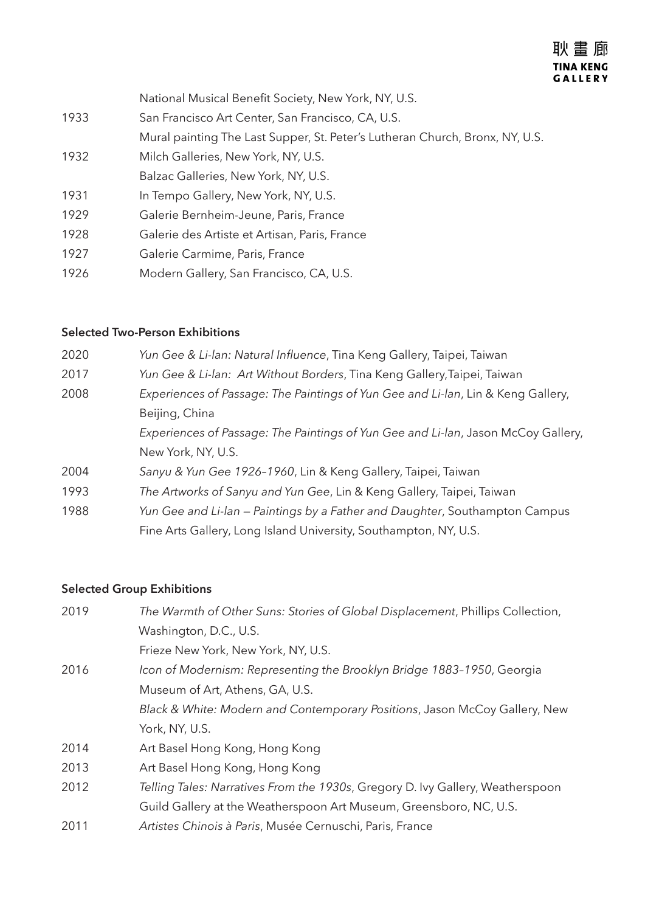| | |
|---|---|
| | National Musical Benefit Society, New York, NY, U.S. |
| 1933 | San Francisco Art Center, San Francisco, CA, U.S. |
| | Mural painting The Last Supper, St. Peter's Lutheran Church, Bronx, NY, U.S. |
| 1932 | Milch Galleries, New York, NY, U.S. |
| | Balzac Galleries, New York, NY, U.S. |
| 1931 | In Tempo Gallery, New York, NY, U.S. |
| 1929 | Galerie Bernheim-Jeune, Paris, France |
| 1928 | Galerie des Artiste et Artisan, Paris, France |
| 1927 | Galerie Carmime, Paris, France |
| 1926 | Modern Gallery, San Francisco, CA, U.S. |

**Selected Two-Person Exhibitions**

| | |
|---|---|
| 2020 | *Yun Gee & Li-lan: Natural Influence*, Tina Keng Gallery, Taipei, Taiwan |
| 2017 | *Yun Gee & Li-lan: Art Without Borders*, Tina Keng Gallery,Taipei, Taiwan |
| 2008 | *Experiences of Passage: The Paintings of Yun Gee and Li-lan*, Lin & Keng Gallery, Beijing, China |
| | *Experiences of Passage: The Paintings of Yun Gee and Li-lan*, Jason McCoy Gallery, New York, NY, U.S. |
| 2004 | *Sanyu & Yun Gee 1926–1960*, Lin & Keng Gallery, Taipei, Taiwan |
| 1993 | *The Artworks of Sanyu and Yun Gee*, Lin & Keng Gallery, Taipei, Taiwan |
| 1988 | *Yun Gee and Li-lan — Paintings by a Father and Daughter*, Southampton Campus Fine Arts Gallery, Long Island University, Southampton, NY, U.S. |

**Selected Group Exhibitions**

| | |
|---|---|
| 2019 | *The Warmth of Other Suns: Stories of Global Displacement*, Phillips Collection, Washington, D.C., U.S. |
| | Frieze New York, New York, NY, U.S. |
| 2016 | *Icon of Modernism: Representing the Brooklyn Bridge 1883–1950*, Georgia Museum of Art, Athens, GA, U.S. |
| | *Black & White: Modern and Contemporary Positions*, Jason McCoy Gallery, New York, NY, U.S. |
| 2014 | Art Basel Hong Kong, Hong Kong |
| 2013 | Art Basel Hong Kong, Hong Kong |
| 2012 | *Telling Tales: Narratives From the 1930s*, Gregory D. Ivy Gallery, Weatherspoon Guild Gallery at the Weatherspoon Art Museum, Greensboro, NC, U.S. |
| 2011 | *Artistes Chinois à Paris*, Musée Cernuschi, Paris, France |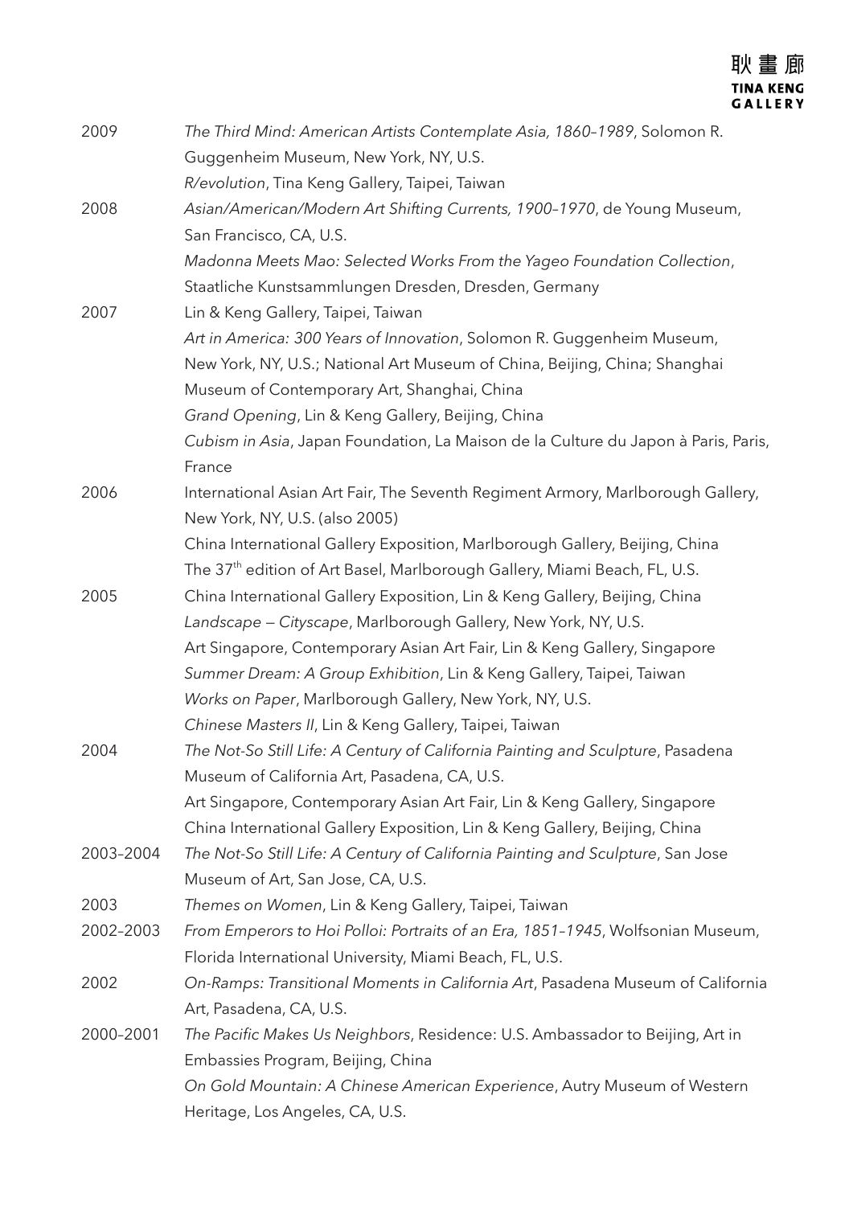| | |
|---|---|
| 2009 | *The Third Mind: American Artists Contemplate Asia, 1860–1989*, Solomon R. Guggenheim Museum, New York, NY, U.S. |
| | *R/evolution*, Tina Keng Gallery, Taipei, Taiwan |
| 2008 | *Asian/American/Modern Art Shifting Currents, 1900–1970*, de Young Museum, San Francisco, CA, U.S. |
| | *Madonna Meets Mao: Selected Works From the Yageo Foundation Collection*, Staatliche Kunstsammlungen Dresden, Dresden, Germany |
| 2007 | Lin & Keng Gallery, Taipei, Taiwan |
| | *Art in America: 300 Years of Innovation*, Solomon R. Guggenheim Museum, New York, NY, U.S.; National Art Museum of China, Beijing, China; Shanghai Museum of Contemporary Art, Shanghai, China |
| | *Grand Opening*, Lin & Keng Gallery, Beijing, China |
| | *Cubism in Asia*, Japan Foundation, La Maison de la Culture du Japon à Paris, Paris, France |
| 2006 | International Asian Art Fair, The Seventh Regiment Armory, Marlborough Gallery, New York, NY, U.S. (also 2005) |
| | China International Gallery Exposition, Marlborough Gallery, Beijing, China |
| | The 37th edition of Art Basel, Marlborough Gallery, Miami Beach, FL, U.S. |
| 2005 | China International Gallery Exposition, Lin & Keng Gallery, Beijing, China |
| | *Landscape — Cityscape*, Marlborough Gallery, New York, NY, U.S. |
| | Art Singapore, Contemporary Asian Art Fair, Lin & Keng Gallery, Singapore |
| | *Summer Dream: A Group Exhibition*, Lin & Keng Gallery, Taipei, Taiwan |
| | *Works on Paper*, Marlborough Gallery, New York, NY, U.S. |
| | *Chinese Masters II*, Lin & Keng Gallery, Taipei, Taiwan |
| 2004 | *The Not-So Still Life: A Century of California Painting and Sculpture*, Pasadena Museum of California Art, Pasadena, CA, U.S. |
| | Art Singapore, Contemporary Asian Art Fair, Lin & Keng Gallery, Singapore |
| | China International Gallery Exposition, Lin & Keng Gallery, Beijing, China |
| 2003–2004 | *The Not-So Still Life: A Century of California Painting and Sculpture*, San Jose Museum of Art, San Jose, CA, U.S. |
| 2003 | *Themes on Women*, Lin & Keng Gallery, Taipei, Taiwan |
| 2002–2003 | *From Emperors to Hoi Polloi: Portraits of an Era, 1851–1945*, Wolfsonian Museum, Florida International University, Miami Beach, FL, U.S. |
| 2002 | *On-Ramps: Transitional Moments in California Art*, Pasadena Museum of California Art, Pasadena, CA, U.S. |
| 2000–2001 | *The Pacific Makes Us Neighbors*, Residence: U.S. Ambassador to Beijing, Art in Embassies Program, Beijing, China |
| | *On Gold Mountain: A Chinese American Experience*, Autry Museum of Western Heritage, Los Angeles, CA, U.S. |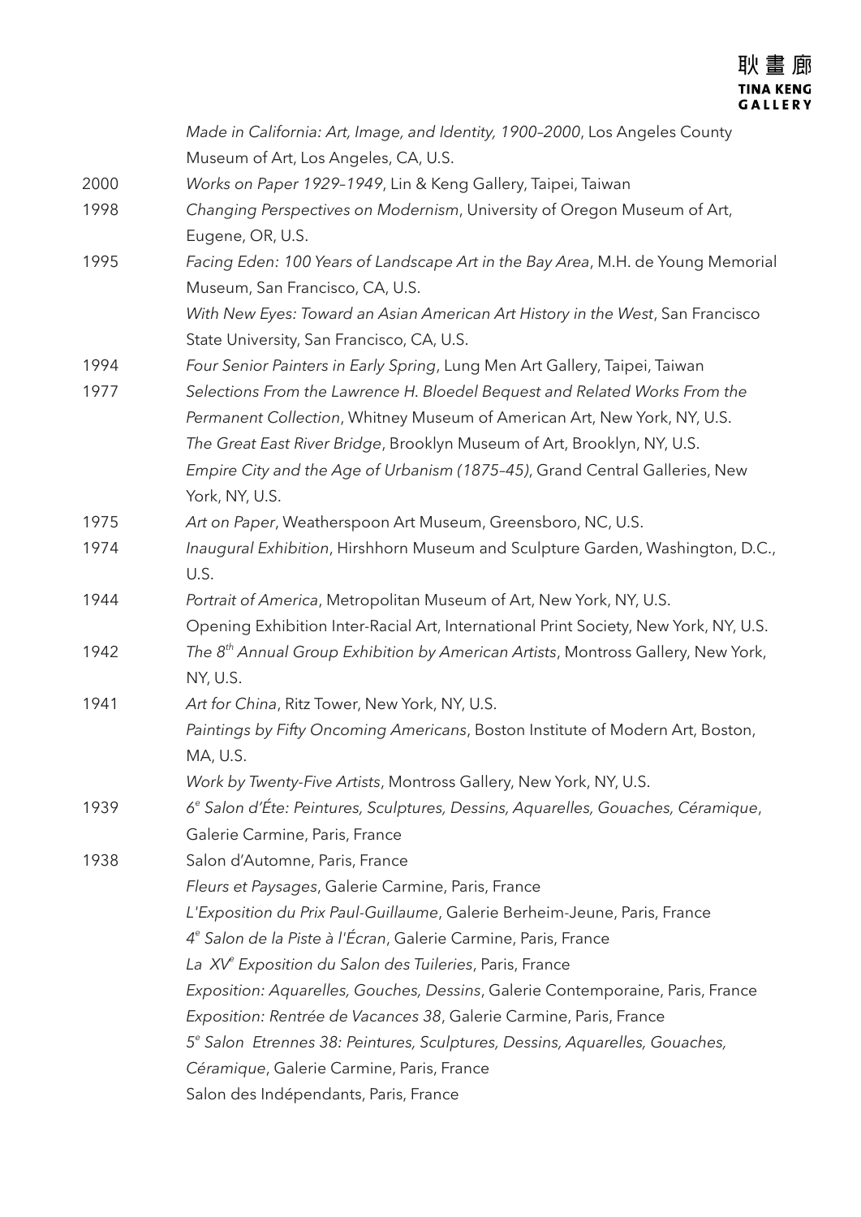| | |
|---|---|
| | *Made in California: Art, Image, and Identity, 1900–2000*, Los Angeles County Museum of Art, Los Angeles, CA, U.S. |
| 2000 | *Works on Paper 1929–1949*, Lin & Keng Gallery, Taipei, Taiwan |
| 1998 | *Changing Perspectives on Modernism*, University of Oregon Museum of Art, Eugene, OR, U.S. |
| 1995 | *Facing Eden: 100 Years of Landscape Art in the Bay Area*, M.H. de Young Memorial Museum, San Francisco, CA, U.S. |
| | *With New Eyes: Toward an Asian American Art History in the West*, San Francisco State University, San Francisco, CA, U.S. |
| 1994 | *Four Senior Painters in Early Spring*, Lung Men Art Gallery, Taipei, Taiwan |
| 1977 | *Selections From the Lawrence H. Bloedel Bequest and Related Works From the Permanent Collection*, Whitney Museum of American Art, New York, NY, U.S. |
| | *The Great East River Bridge*, Brooklyn Museum of Art, Brooklyn, NY, U.S. |
| | *Empire City and the Age of Urbanism (1875–45)*, Grand Central Galleries, New York, NY, U.S. |
| 1975 | *Art on Paper*, Weatherspoon Art Museum, Greensboro, NC, U.S. |
| 1974 | *Inaugural Exhibition*, Hirshhorn Museum and Sculpture Garden, Washington, D.C., U.S. |
| 1944 | *Portrait of America*, Metropolitan Museum of Art, New York, NY, U.S. |
| | Opening Exhibition Inter-Racial Art, International Print Society, New York, NY, U.S. |
| 1942 | *The 8th Annual Group Exhibition by American Artists*, Montross Gallery, New York, NY, U.S. |
| 1941 | *Art for China*, Ritz Tower, New York, NY, U.S. |
| | *Paintings by Fifty Oncoming Americans*, Boston Institute of Modern Art, Boston, MA, U.S. |
| | *Work by Twenty-Five Artists*, Montross Gallery, New York, NY, U.S. |
| 1939 | *6e Salon d'Éte: Peintures, Sculptures, Dessins, Aquarelles, Gouaches, Céramique*, Galerie Carmine, Paris, France |
| 1938 | Salon d'Automne, Paris, France |
| | *Fleurs et Paysages*, Galerie Carmine, Paris, France |
| | *L'Exposition du Prix Paul-Guillaume*, Galerie Berheim-Jeune, Paris, France |
| | *4e Salon de la Piste à l'Écran*, Galerie Carmine, Paris, France |
| | *La XVe Exposition du Salon des Tuileries*, Paris, France |
| | *Exposition: Aquarelles, Gouches, Dessins*, Galerie Contemporaine, Paris, France |
| | *Exposition: Rentrée de Vacances 38*, Galerie Carmine, Paris, France |
| | *5e Salon Etrennes 38: Peintures, Sculptures, Dessins, Aquarelles, Gouaches, Céramique*, Galerie Carmine, Paris, France |
| | Salon des Indépendants, Paris, France |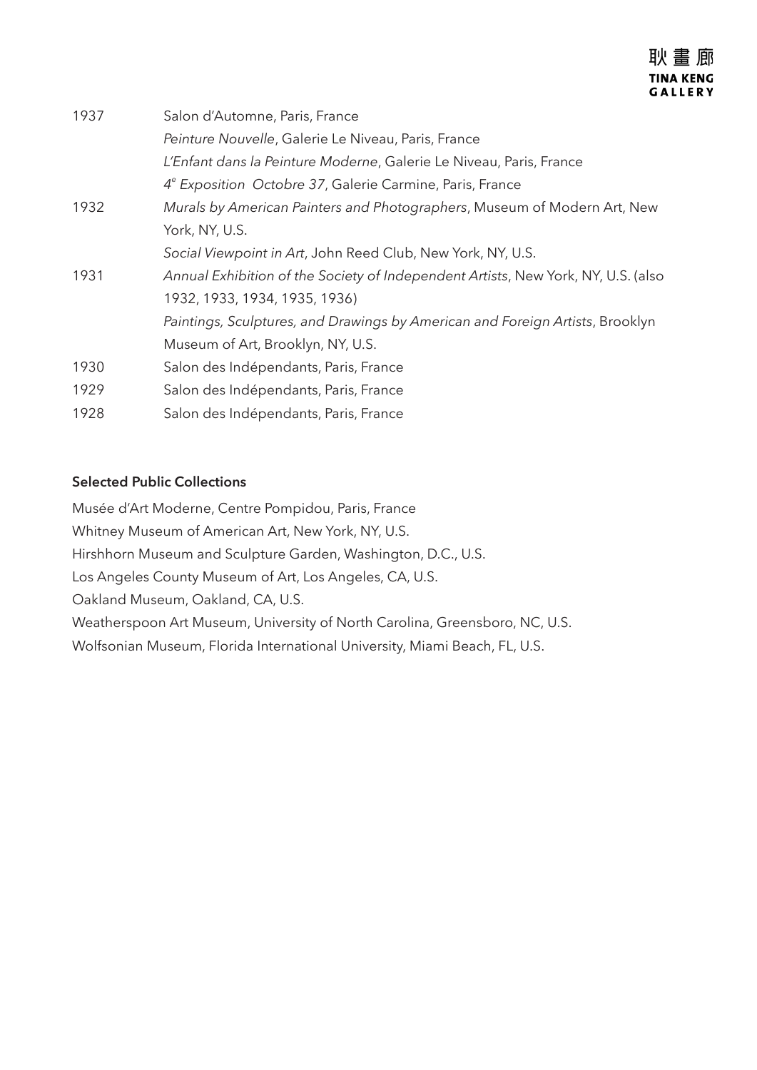1937 Salon d'Automne, Paris, France
*Peinture Nouvelle*, Galerie Le Niveau, Paris, France
*L'Enfant dans la Peinture Moderne*, Galerie Le Niveau, Paris, France
*4e Exposition Octobre 37*, Galerie Carmine, Paris, France

1932 *Murals by American Painters and Photographers*, Museum of Modern Art, New York, NY, U.S.
*Social Viewpoint in Art*, John Reed Club, New York, NY, U.S.

1931 *Annual Exhibition of the Society of Independent Artists*, New York, NY, U.S. (also 1932, 1933, 1934, 1935, 1936)
*Paintings, Sculptures, and Drawings by American and Foreign Artists*, Brooklyn Museum of Art, Brooklyn, NY, U.S.

1930 Salon des Indépendants, Paris, France

1929 Salon des Indépendants, Paris, France

1928 Salon des Indépendants, Paris, France

**Selected Public Collections**

Musée d'Art Moderne, Centre Pompidou, Paris, France
Whitney Museum of American Art, New York, NY, U.S.
Hirshhorn Museum and Sculpture Garden, Washington, D.C., U.S.
Los Angeles County Museum of Art, Los Angeles, CA, U.S.
Oakland Museum, Oakland, CA, U.S.
Weatherspoon Art Museum, University of North Carolina, Greensboro, NC, U.S.
Wolfsonian Museum, Florida International University, Miami Beach, FL, U.S.